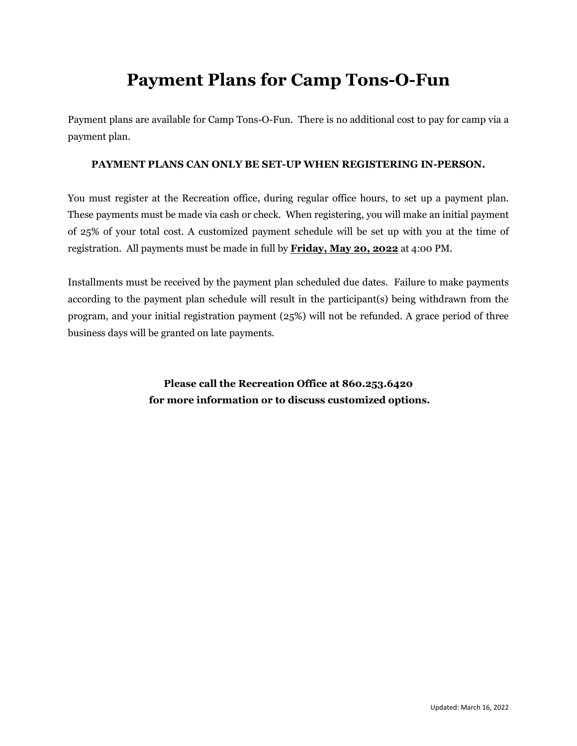# Payment Plans for Camp Tons-O-Fun

Payment plans are available for Camp Tons-O-Fun. There is no additional cost to pay for camp via a payment plan.

**PAYMENT PLANS CAN ONLY BE SET-UP WHEN REGISTERING IN-PERSON.**

You must register at the Recreation office, during regular office hours, to set up a payment plan. These payments must be made via cash or check. When registering, you will make an initial payment of 25% of your total cost. A customized payment schedule will be set up with you at the time of registration. All payments must be made in full by **Friday, May 20, 2022** at 4:00 PM.

Installments must be received by the payment plan scheduled due dates. Failure to make payments according to the payment plan schedule will result in the participant(s) being withdrawn from the program, and your initial registration payment (25%) will not be refunded. A grace period of three business days will be granted on late payments.

**Please call the Recreation Office at 860.253.6420**
**for more information or to discuss customized options.**

Updated: March 16, 2022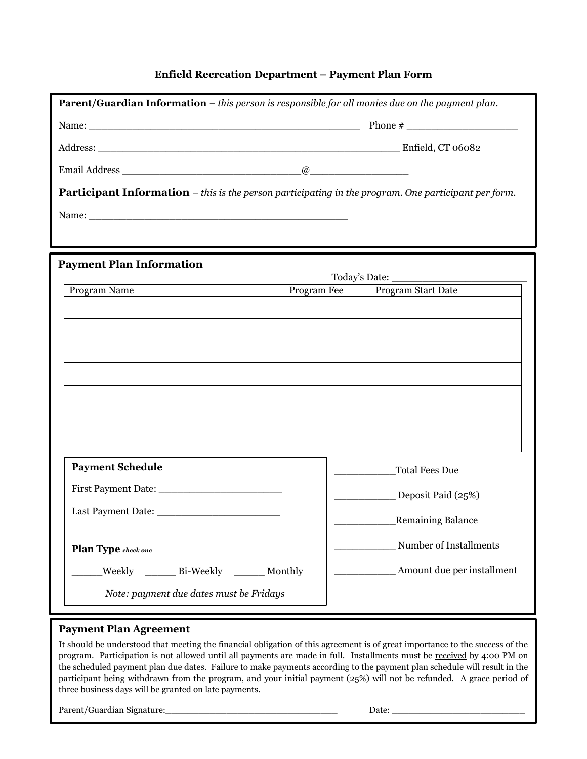## Enfield Recreation Department – Payment Plan Form

**Parent/Guardian Information** – *this person is responsible for all monies due on the payment plan.*

Name: ______________________________________________ Phone # ___________________

Address: ___________________________________________________ Enfield, CT 06082

Email Address _____________________________@_______________

**Participant Information** – *this is the person participating in the program. One participant per form.*

Name: ____________________________________________

### Payment Plan Information

Today's Date: ______________________

| Program Name | Program Fee | Program Start Date |
|---|---|---|
| | | |
| | | |
| | | |
| | | |
| | | |
| | | |
| | | |

**Payment Schedule**

First Payment Date: ____________________

Last Payment Date: ____________________

**Plan Type** *check one*

_____Weekly _____ Bi-Weekly _____ Monthly

*Note: payment due dates must be Fridays*

__________Total Fees Due

__________ Deposit Paid (25%)

__________Remaining Balance

__________ Number of Installments

__________ Amount due per installment

### Payment Plan Agreement

It should be understood that meeting the financial obligation of this agreement is of great importance to the success of the program. Participation is not allowed until all payments are made in full. Installments must be received by 4:00 PM on the scheduled payment plan due dates. Failure to make payments according to the payment plan schedule will result in the participant being withdrawn from the program, and your initial payment (25%) will not be refunded. A grace period of three business days will be granted on late payments.

Parent/Guardian Signature:_______________________________ Date: _______________________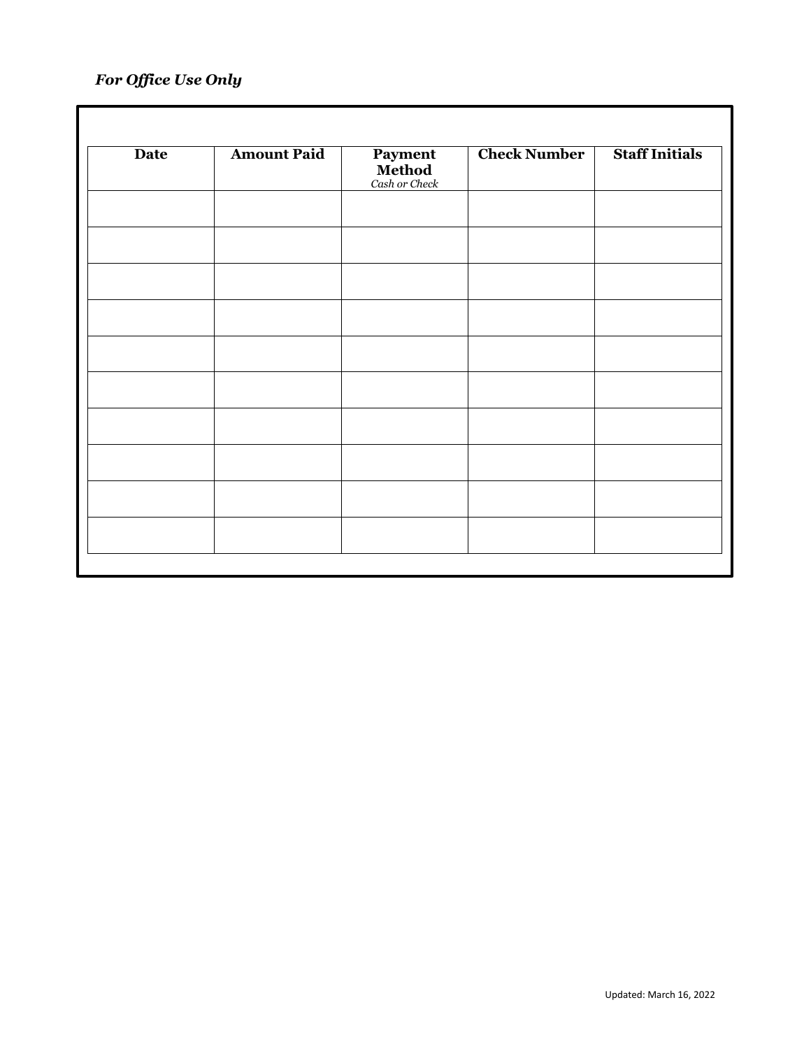*For Office Use Only*

| Date | Amount Paid | Payment Method *Cash or Check* | Check Number | Staff Initials |
|---|---|---|---|---|
| | | | | |
| | | | | |
| | | | | |
| | | | | |
| | | | | |
| | | | | |
| | | | | |
| | | | | |
| | | | | |
| | | | | |

Updated: March 16, 2022